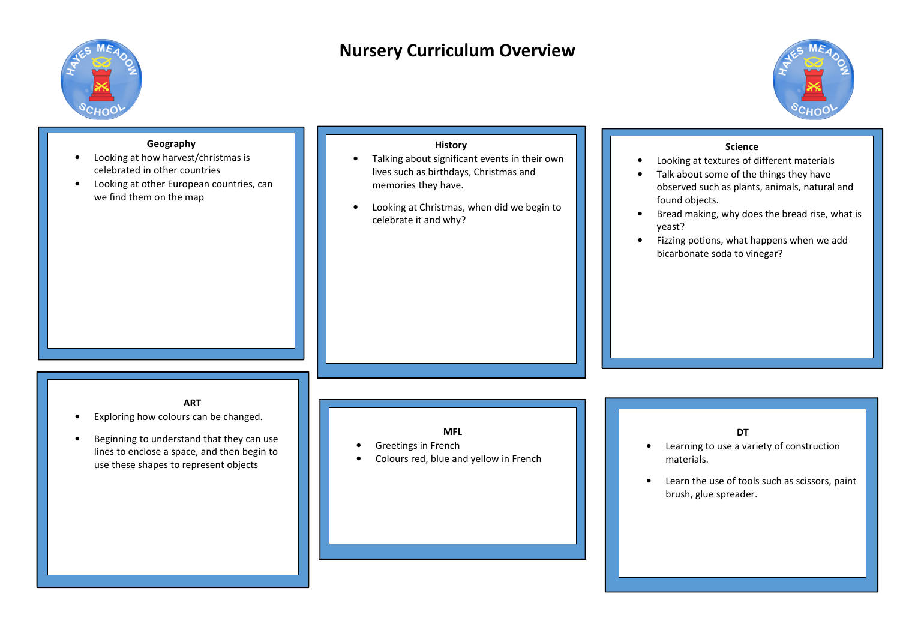# Nursery Curriculum Overview

## Geography

- Looking at how harvest/christmas is celebrated in other countries
- Looking at other European countries, can we find them on the map

## History

- Talking about significant events in their own lives such as birthdays, Christmas and memories they have.
- Looking at Christmas, when did we begin to celebrate it and why?

## Science

- Looking at textures of different materials
- Talk about some of the things they have observed such as plants, animals, natural and found objects.
- Bread making, why does the bread rise, what is yeast?
- Fizzing potions, what happens when we add bicarbonate soda to vinegar?

## ART

- Exploring how colours can be changed.
- Beginning to understand that they can use lines to enclose a space, and then begin to use these shapes to represent objects

## MFL

- Greetings in French
- Colours red, blue and yellow in French

## DT

- Learning to use a variety of construction materials.
- Learn the use of tools such as scissors, paint brush, glue spreader.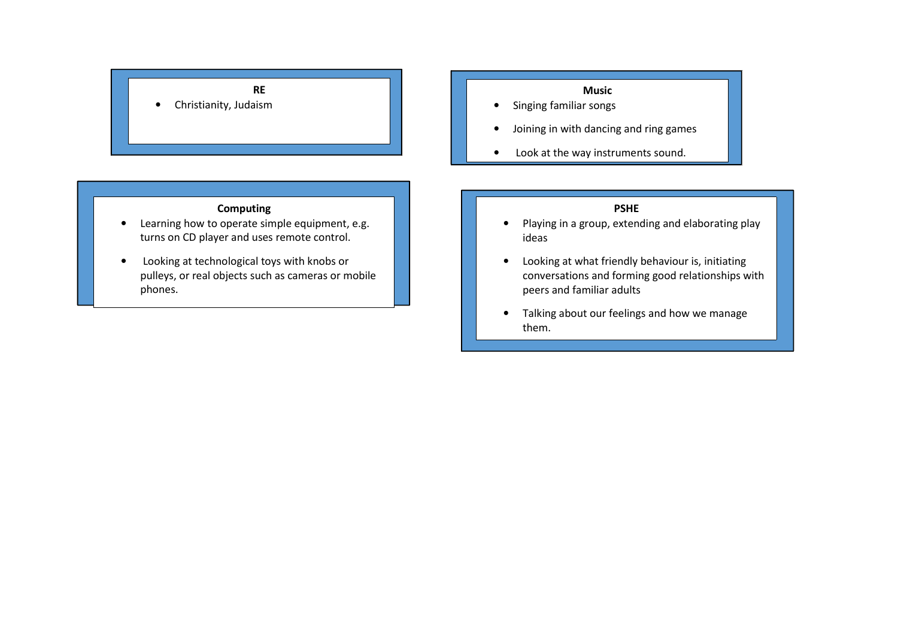**RE**

- Christianity, Judaism

**Music**

- Singing familiar songs
- Joining in with dancing and ring games
- Look at the way instruments sound.

**Computing**

- Learning how to operate simple equipment, e.g. turns on CD player and uses remote control.
- Looking at technological toys with knobs or pulleys, or real objects such as cameras or mobile phones.

**PSHE**

- Playing in a group, extending and elaborating play ideas
- Looking at what friendly behaviour is, initiating conversations and forming good relationships with peers and familiar adults
- Talking about our feelings and how we manage them.